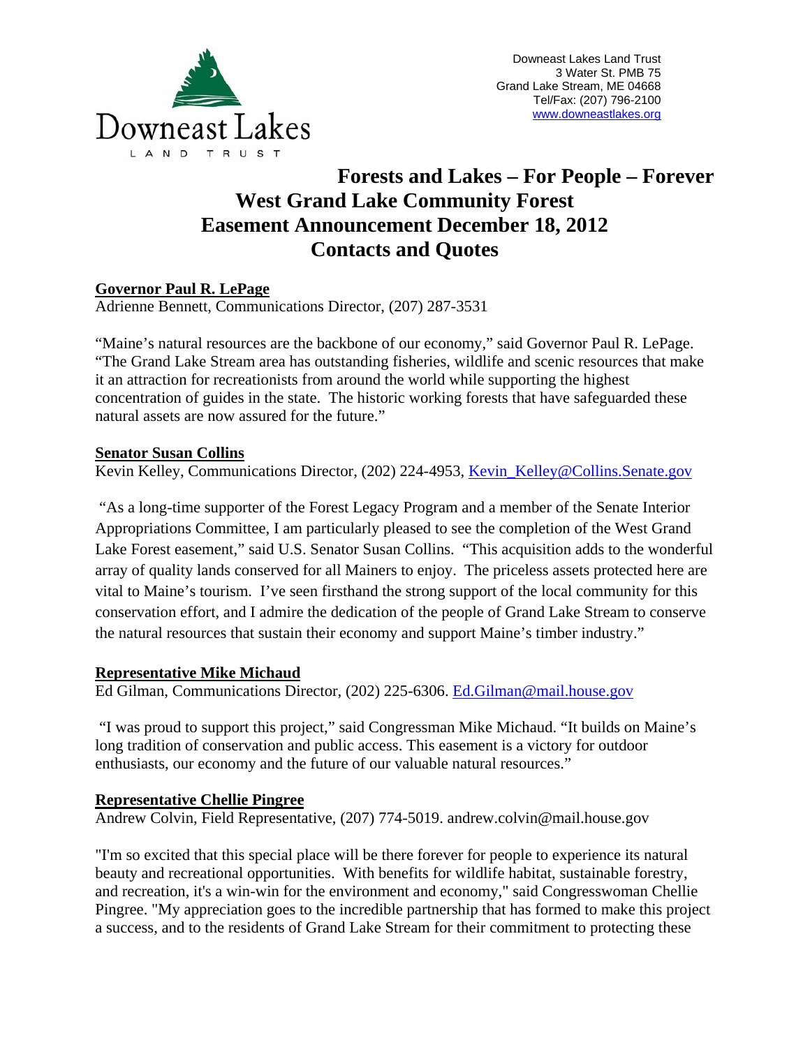Downeast Lakes
LAND TRUST

Downeast Lakes Land Trust
3 Water St. PMB 75
Grand Lake Stream, ME 04668
Tel/Fax: (207) 796-2100
www.downeastlakes.org

# Forests and Lakes – For People – Forever
# West Grand Lake Community Forest
# Easement Announcement December 18, 2012
# Contacts and Quotes

**Governor Paul R. LePage**
Adrienne Bennett, Communications Director, (207) 287-3531

"Maine's natural resources are the backbone of our economy," said Governor Paul R. LePage. "The Grand Lake Stream area has outstanding fisheries, wildlife and scenic resources that make it an attraction for recreationists from around the world while supporting the highest concentration of guides in the state. The historic working forests that have safeguarded these natural assets are now assured for the future."

**Senator Susan Collins**
Kevin Kelley, Communications Director, (202) 224-4953, Kevin_Kelley@Collins.Senate.gov

"As a long-time supporter of the Forest Legacy Program and a member of the Senate Interior Appropriations Committee, I am particularly pleased to see the completion of the West Grand Lake Forest easement," said U.S. Senator Susan Collins. "This acquisition adds to the wonderful array of quality lands conserved for all Mainers to enjoy. The priceless assets protected here are vital to Maine's tourism. I've seen firsthand the strong support of the local community for this conservation effort, and I admire the dedication of the people of Grand Lake Stream to conserve the natural resources that sustain their economy and support Maine's timber industry."

**Representative Mike Michaud**
Ed Gilman, Communications Director, (202) 225-6306. Ed.Gilman@mail.house.gov

"I was proud to support this project," said Congressman Mike Michaud. "It builds on Maine's long tradition of conservation and public access. This easement is a victory for outdoor enthusiasts, our economy and the future of our valuable natural resources."

**Representative Chellie Pingree**
Andrew Colvin, Field Representative, (207) 774-5019. andrew.colvin@mail.house.gov

"I'm so excited that this special place will be there forever for people to experience its natural beauty and recreational opportunities. With benefits for wildlife habitat, sustainable forestry, and recreation, it's a win-win for the environment and economy," said Congresswoman Chellie Pingree. "My appreciation goes to the incredible partnership that has formed to make this project a success, and to the residents of Grand Lake Stream for their commitment to protecting these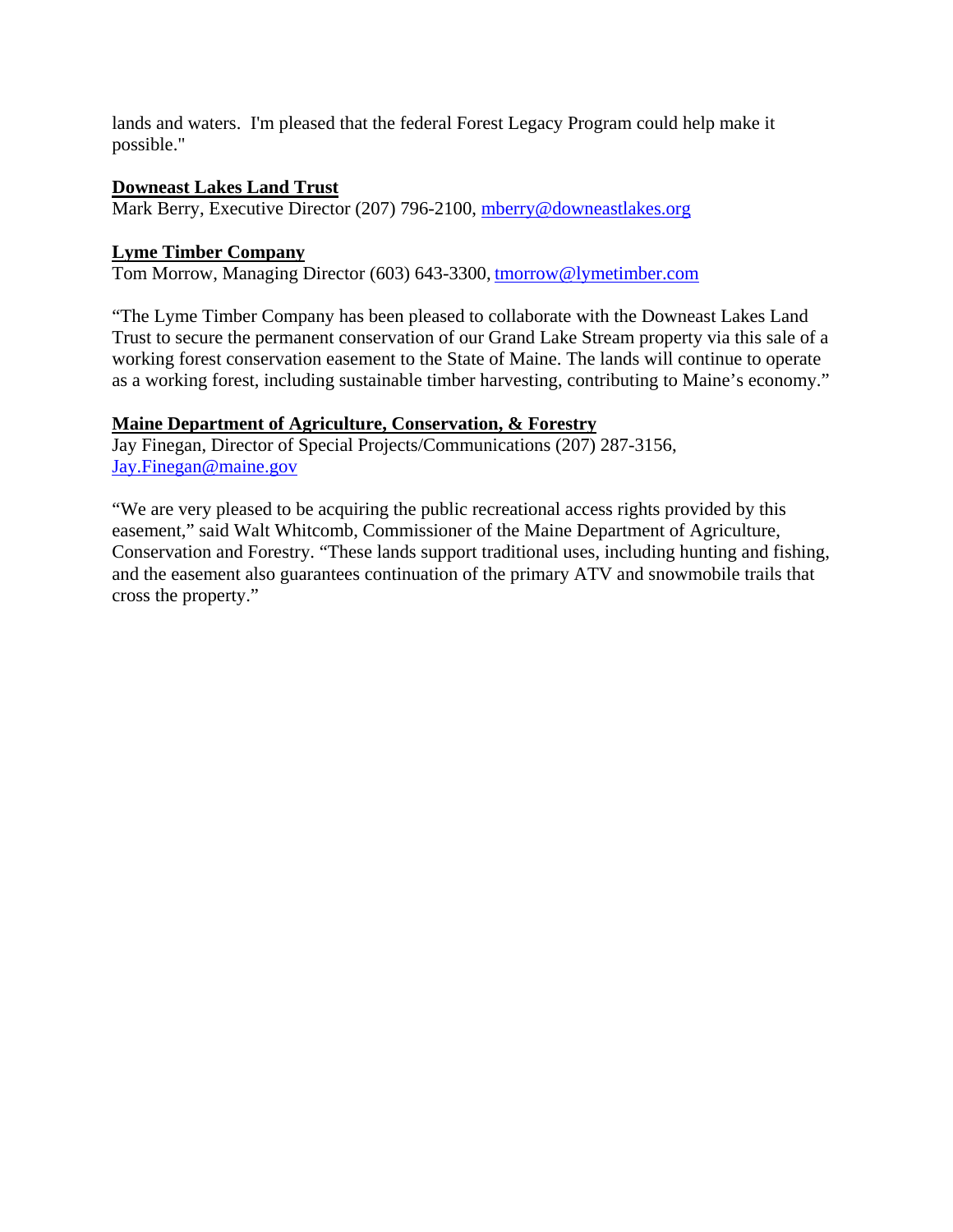lands and waters. I'm pleased that the federal Forest Legacy Program could help make it possible."

**Downeast Lakes Land Trust**
Mark Berry, Executive Director (207) 796-2100, mberry@downeastlakes.org

**Lyme Timber Company**
Tom Morrow, Managing Director (603) 643-3300, tmorrow@lymetimber.com

"The Lyme Timber Company has been pleased to collaborate with the Downeast Lakes Land Trust to secure the permanent conservation of our Grand Lake Stream property via this sale of a working forest conservation easement to the State of Maine. The lands will continue to operate as a working forest, including sustainable timber harvesting, contributing to Maine's economy."

**Maine Department of Agriculture, Conservation, & Forestry**
Jay Finegan, Director of Special Projects/Communications (207) 287-3156, Jay.Finegan@maine.gov

"We are very pleased to be acquiring the public recreational access rights provided by this easement," said Walt Whitcomb, Commissioner of the Maine Department of Agriculture, Conservation and Forestry. "These lands support traditional uses, including hunting and fishing, and the easement also guarantees continuation of the primary ATV and snowmobile trails that cross the property."